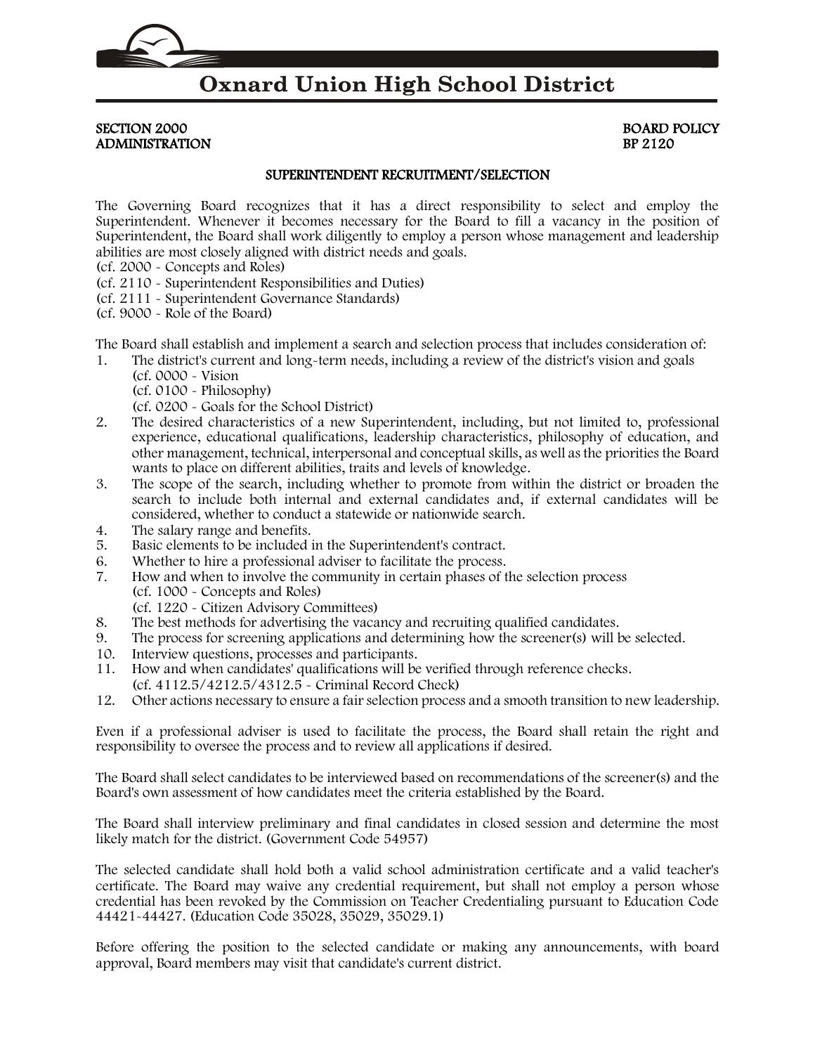# Oxnard Union High School District

SECTION 2000 BOARD POLICY
ADMINISTRATION BP 2120

## SUPERINTENDENT RECRUITMENT/SELECTION

The Governing Board recognizes that it has a direct responsibility to select and employ the Superintendent. Whenever it becomes necessary for the Board to fill a vacancy in the position of Superintendent, the Board shall work diligently to employ a person whose management and leadership abilities are most closely aligned with district needs and goals.
(cf. 2000 - Concepts and Roles)
(cf. 2110 - Superintendent Responsibilities and Duties)
(cf. 2111 - Superintendent Governance Standards)
(cf. 9000 - Role of the Board)

The Board shall establish and implement a search and selection process that includes consideration of:

1. The district's current and long-term needs, including a review of the district's vision and goals
   (cf. 0000 - Vision
   (cf. 0100 - Philosophy)
   (cf. 0200 - Goals for the School District)
2. The desired characteristics of a new Superintendent, including, but not limited to, professional experience, educational qualifications, leadership characteristics, philosophy of education, and other management, technical, interpersonal and conceptual skills, as well as the priorities the Board wants to place on different abilities, traits and levels of knowledge.
3. The scope of the search, including whether to promote from within the district or broaden the search to include both internal and external candidates and, if external candidates will be considered, whether to conduct a statewide or nationwide search.
4. The salary range and benefits.
5. Basic elements to be included in the Superintendent's contract.
6. Whether to hire a professional adviser to facilitate the process.
7. How and when to involve the community in certain phases of the selection process
   (cf. 1000 - Concepts and Roles)
   (cf. 1220 - Citizen Advisory Committees)
8. The best methods for advertising the vacancy and recruiting qualified candidates.
9. The process for screening applications and determining how the screener(s) will be selected.
10. Interview questions, processes and participants.
11. How and when candidates' qualifications will be verified through reference checks.
    (cf. 4112.5/4212.5/4312.5 - Criminal Record Check)
12. Other actions necessary to ensure a fair selection process and a smooth transition to new leadership.

Even if a professional adviser is used to facilitate the process, the Board shall retain the right and responsibility to oversee the process and to review all applications if desired.

The Board shall select candidates to be interviewed based on recommendations of the screener(s) and the Board's own assessment of how candidates meet the criteria established by the Board.

The Board shall interview preliminary and final candidates in closed session and determine the most likely match for the district. (Government Code 54957)

The selected candidate shall hold both a valid school administration certificate and a valid teacher's certificate. The Board may waive any credential requirement, but shall not employ a person whose credential has been revoked by the Commission on Teacher Credentialing pursuant to Education Code 44421-44427. (Education Code 35028, 35029, 35029.1)

Before offering the position to the selected candidate or making any announcements, with board approval, Board members may visit that candidate's current district.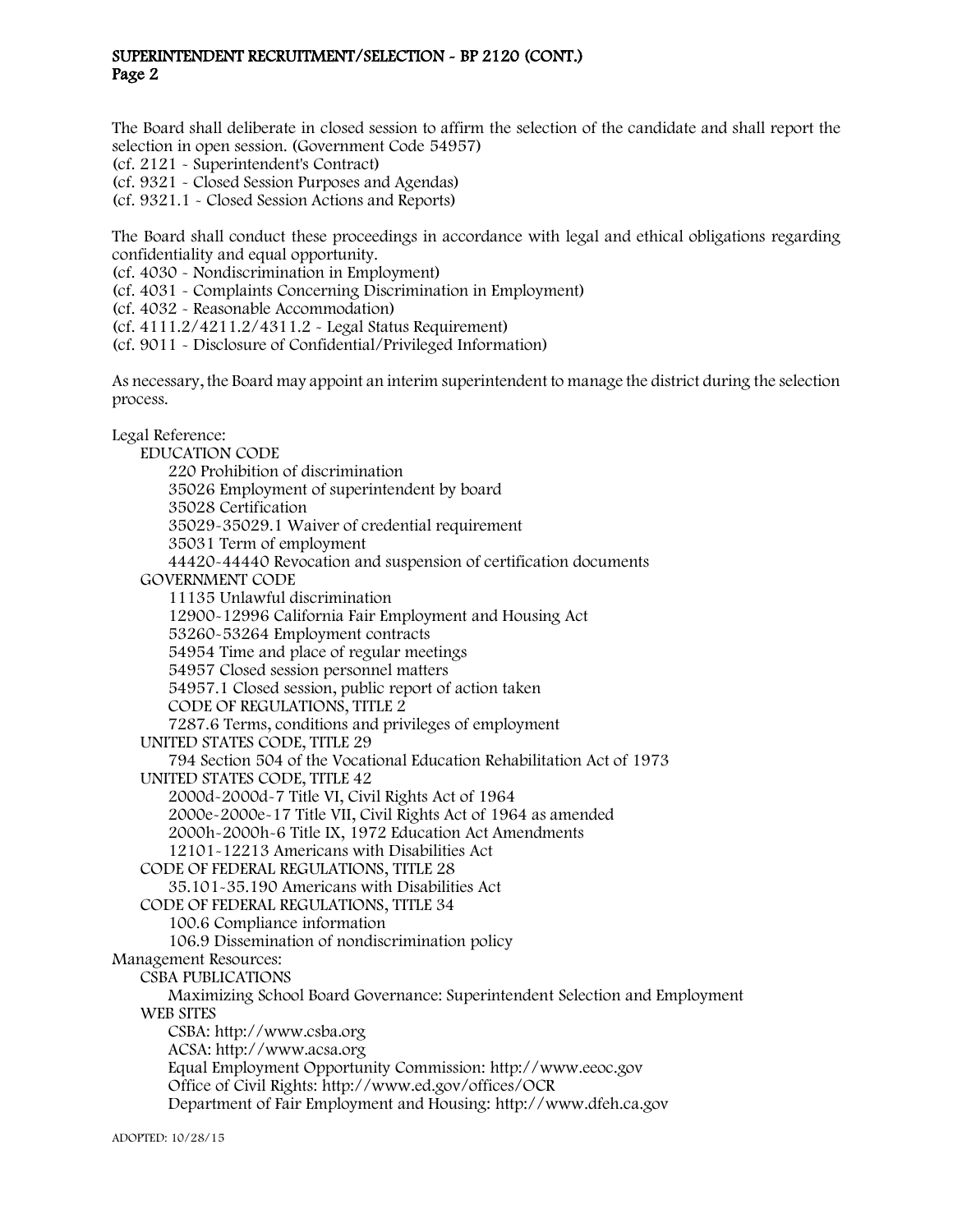The Board shall deliberate in closed session to affirm the selection of the candidate and shall report the selection in open session. (Government Code 54957)
(cf. 2121 - Superintendent's Contract)
(cf. 9321 - Closed Session Purposes and Agendas)
(cf. 9321.1 - Closed Session Actions and Reports)

The Board shall conduct these proceedings in accordance with legal and ethical obligations regarding confidentiality and equal opportunity.
(cf. 4030 - Nondiscrimination in Employment)
(cf. 4031 - Complaints Concerning Discrimination in Employment)
(cf. 4032 - Reasonable Accommodation)
(cf. 4111.2/4211.2/4311.2 - Legal Status Requirement)
(cf. 9011 - Disclosure of Confidential/Privileged Information)

As necessary, the Board may appoint an interim superintendent to manage the district during the selection process.

Legal Reference:

EDUCATION CODE
- 220 Prohibition of discrimination
- 35026 Employment of superintendent by board
- 35028 Certification
- 35029-35029.1 Waiver of credential requirement
- 35031 Term of employment
- 44420-44440 Revocation and suspension of certification documents

GOVERNMENT CODE
- 11135 Unlawful discrimination
- 12900-12996 California Fair Employment and Housing Act
- 53260-53264 Employment contracts
- 54954 Time and place of regular meetings
- 54957 Closed session personnel matters
- 54957.1 Closed session, public report of action taken

CODE OF REGULATIONS, TITLE 2
- 7287.6 Terms, conditions and privileges of employment

UNITED STATES CODE, TITLE 29
- 794 Section 504 of the Vocational Education Rehabilitation Act of 1973

UNITED STATES CODE, TITLE 42
- 2000d-2000d-7 Title VI, Civil Rights Act of 1964
- 2000e-2000e-17 Title VII, Civil Rights Act of 1964 as amended
- 2000h-2000h-6 Title IX, 1972 Education Act Amendments
- 12101-12213 Americans with Disabilities Act

CODE OF FEDERAL REGULATIONS, TITLE 28
- 35.101-35.190 Americans with Disabilities Act

CODE OF FEDERAL REGULATIONS, TITLE 34
- 100.6 Compliance information
- 106.9 Dissemination of nondiscrimination policy

Management Resources:

CSBA PUBLICATIONS
- Maximizing School Board Governance: Superintendent Selection and Employment

WEB SITES
- CSBA: http://www.csba.org
- ACSA: http://www.acsa.org
- Equal Employment Opportunity Commission: http://www.eeoc.gov
- Office of Civil Rights: http://www.ed.gov/offices/OCR
- Department of Fair Employment and Housing: http://www.dfeh.ca.gov

ADOPTED: 10/28/15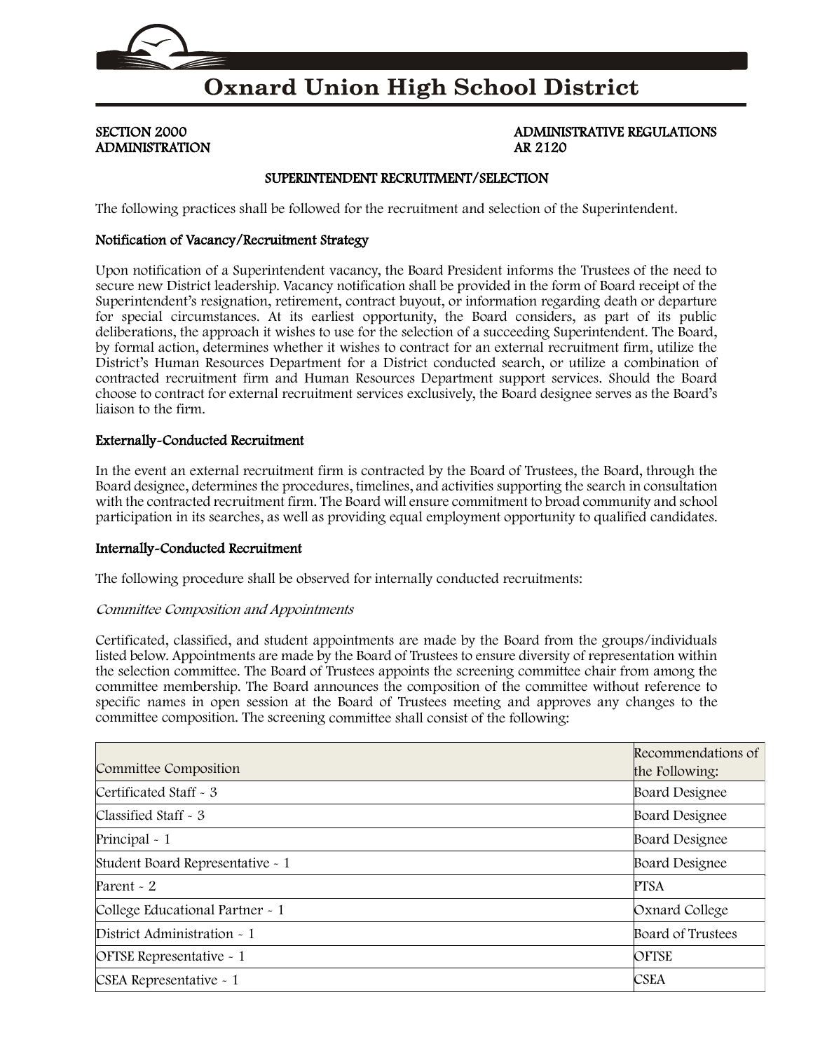# Oxnard Union High School District

**SECTION 2000**
**ADMINISTRATION**

**ADMINISTRATIVE REGULATIONS**
**AR 2120**

## SUPERINTENDENT RECRUITMENT/SELECTION

The following practices shall be followed for the recruitment and selection of the Superintendent.

### Notification of Vacancy/Recruitment Strategy

Upon notification of a Superintendent vacancy, the Board President informs the Trustees of the need to secure new District leadership. Vacancy notification shall be provided in the form of Board receipt of the Superintendent's resignation, retirement, contract buyout, or information regarding death or departure for special circumstances. At its earliest opportunity, the Board considers, as part of its public deliberations, the approach it wishes to use for the selection of a succeeding Superintendent. The Board, by formal action, determines whether it wishes to contract for an external recruitment firm, utilize the District's Human Resources Department for a District conducted search, or utilize a combination of contracted recruitment firm and Human Resources Department support services. Should the Board choose to contract for external recruitment services exclusively, the Board designee serves as the Board's liaison to the firm.

### Externally-Conducted Recruitment

In the event an external recruitment firm is contracted by the Board of Trustees, the Board, through the Board designee, determines the procedures, timelines, and activities supporting the search in consultation with the contracted recruitment firm. The Board will ensure commitment to broad community and school participation in its searches, as well as providing equal employment opportunity to qualified candidates.

### Internally-Conducted Recruitment

The following procedure shall be observed for internally conducted recruitments:

*Committee Composition and Appointments*

Certificated, classified, and student appointments are made by the Board from the groups/individuals listed below. Appointments are made by the Board of Trustees to ensure diversity of representation within the selection committee. The Board of Trustees appoints the screening committee chair from among the committee membership. The Board announces the composition of the committee without reference to specific names in open session at the Board of Trustees meeting and approves any changes to the committee composition. The screening committee shall consist of the following:

| Committee Composition | Recommendations of the Following: |
|---|---|
| Certificated Staff - 3 | Board Designee |
| Classified Staff - 3 | Board Designee |
| Principal - 1 | Board Designee |
| Student Board Representative - 1 | Board Designee |
| Parent - 2 | PTSA |
| College Educational Partner - 1 | Oxnard College |
| District Administration - 1 | Board of Trustees |
| OFTSE Representative - 1 | OFTSE |
| CSEA Representative - 1 | CSEA |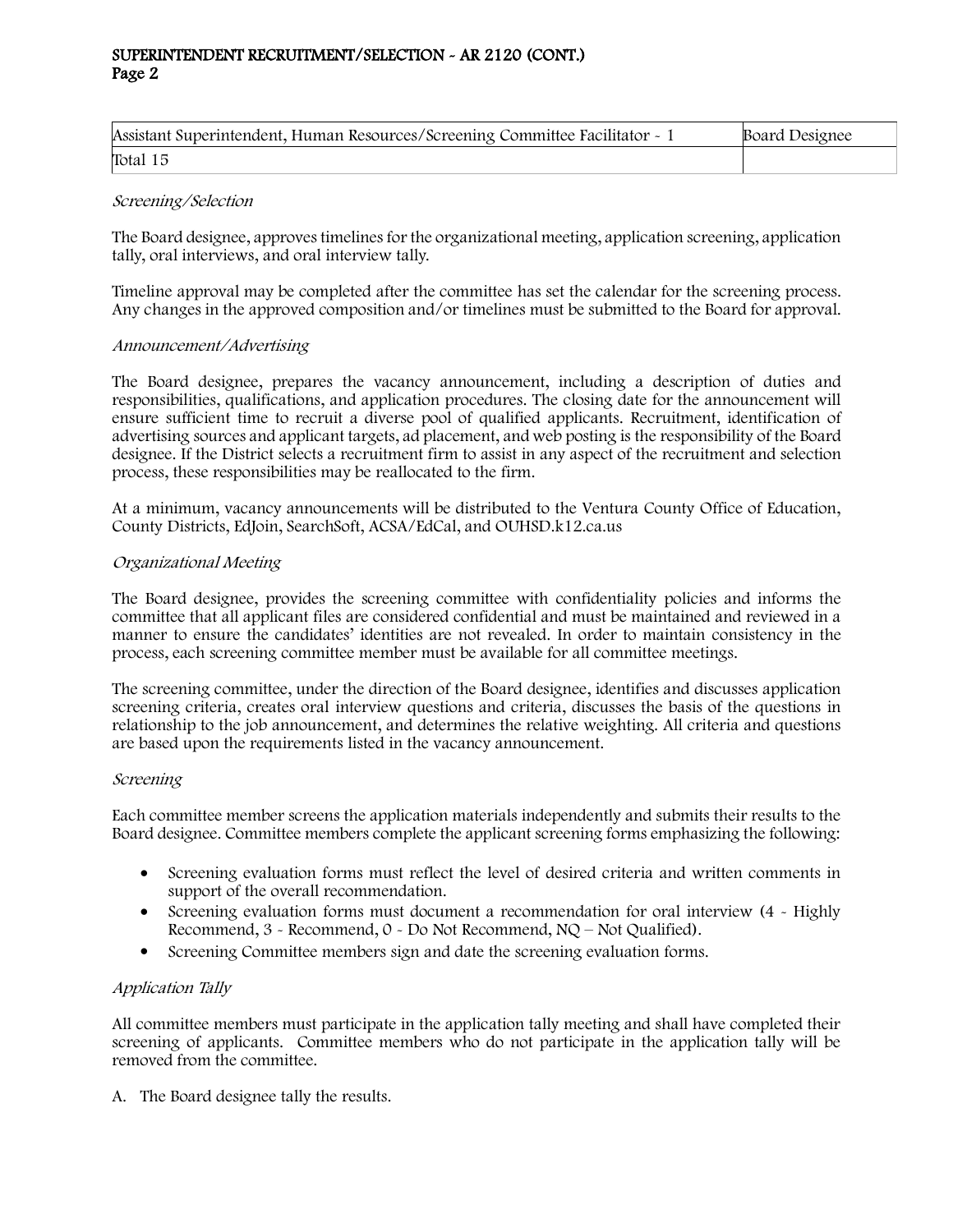| Assistant Superintendent, Human Resources/Screening Committee Facilitator - 1 | Board Designee |
|---|---|
| Total 15 | |

*Screening/Selection*

The Board designee, approves timelines for the organizational meeting, application screening, application tally, oral interviews, and oral interview tally.

Timeline approval may be completed after the committee has set the calendar for the screening process. Any changes in the approved composition and/or timelines must be submitted to the Board for approval.

*Announcement/Advertising*

The Board designee, prepares the vacancy announcement, including a description of duties and responsibilities, qualifications, and application procedures. The closing date for the announcement will ensure sufficient time to recruit a diverse pool of qualified applicants. Recruitment, identification of advertising sources and applicant targets, ad placement, and web posting is the responsibility of the Board designee. If the District selects a recruitment firm to assist in any aspect of the recruitment and selection process, these responsibilities may be reallocated to the firm.

At a minimum, vacancy announcements will be distributed to the Ventura County Office of Education, County Districts, EdJoin, SearchSoft, ACSA/EdCal, and OUHSD.k12.ca.us

*Organizational Meeting*

The Board designee, provides the screening committee with confidentiality policies and informs the committee that all applicant files are considered confidential and must be maintained and reviewed in a manner to ensure the candidates' identities are not revealed. In order to maintain consistency in the process, each screening committee member must be available for all committee meetings.

The screening committee, under the direction of the Board designee, identifies and discusses application screening criteria, creates oral interview questions and criteria, discusses the basis of the questions in relationship to the job announcement, and determines the relative weighting. All criteria and questions are based upon the requirements listed in the vacancy announcement.

*Screening*

Each committee member screens the application materials independently and submits their results to the Board designee. Committee members complete the applicant screening forms emphasizing the following:

- Screening evaluation forms must reflect the level of desired criteria and written comments in support of the overall recommendation.
- Screening evaluation forms must document a recommendation for oral interview (4 - Highly Recommend, 3 - Recommend, 0 - Do Not Recommend, NQ – Not Qualified).
- Screening Committee members sign and date the screening evaluation forms.

*Application Tally*

All committee members must participate in the application tally meeting and shall have completed their screening of applicants. Committee members who do not participate in the application tally will be removed from the committee.

A. The Board designee tally the results.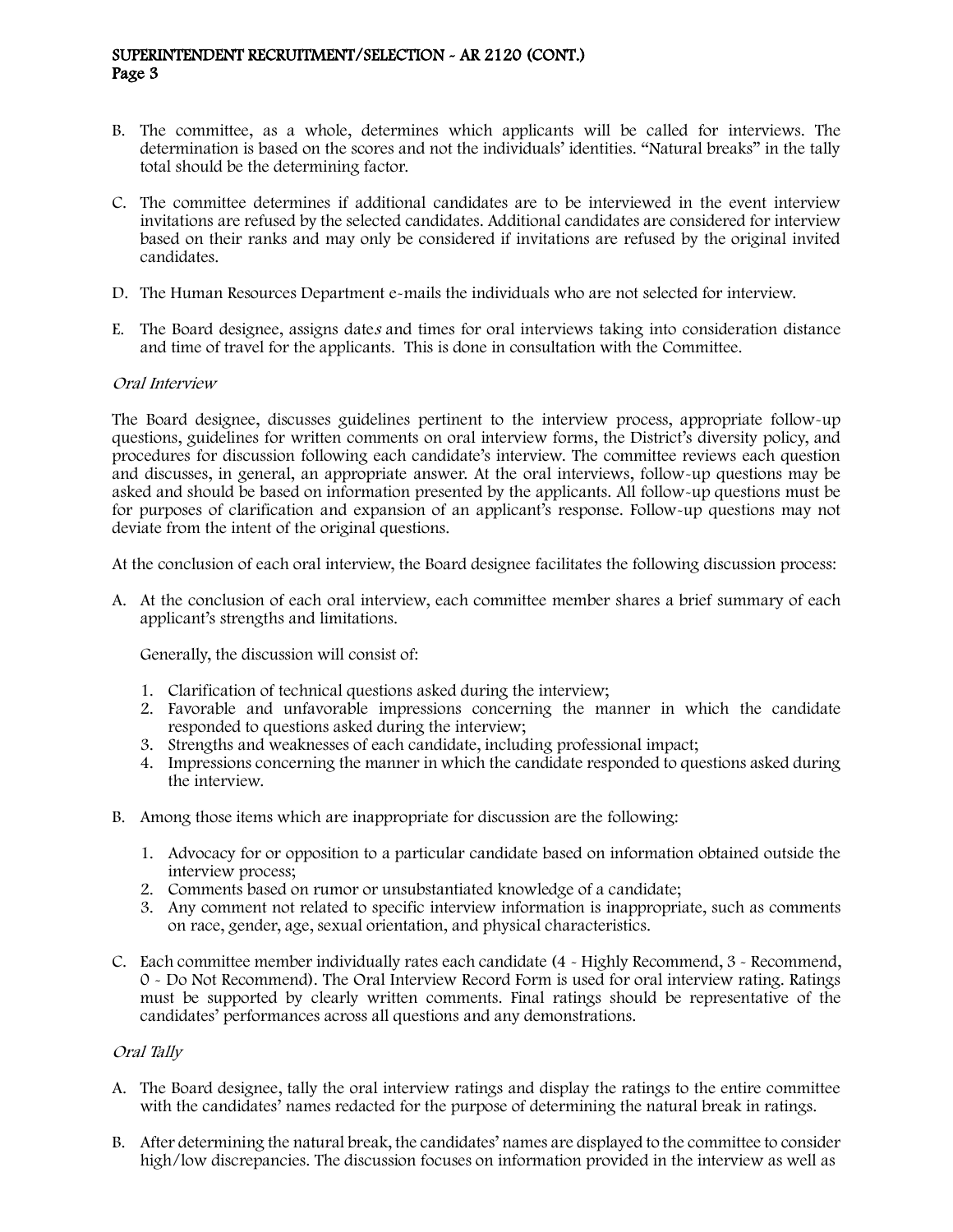B. The committee, as a whole, determines which applicants will be called for interviews. The determination is based on the scores and not the individuals' identities. "Natural breaks" in the tally total should be the determining factor.

C. The committee determines if additional candidates are to be interviewed in the event interview invitations are refused by the selected candidates. Additional candidates are considered for interview based on their ranks and may only be considered if invitations are refused by the original invited candidates.

D. The Human Resources Department e-mails the individuals who are not selected for interview.

E. The Board designee, assigns date*s* and times for oral interviews taking into consideration distance and time of travel for the applicants. This is done in consultation with the Committee.

*Oral Interview*

The Board designee, discusses guidelines pertinent to the interview process, appropriate follow-up questions, guidelines for written comments on oral interview forms, the District's diversity policy, and procedures for discussion following each candidate's interview. The committee reviews each question and discusses, in general, an appropriate answer. At the oral interviews, follow-up questions may be asked and should be based on information presented by the applicants. All follow-up questions must be for purposes of clarification and expansion of an applicant's response. Follow-up questions may not deviate from the intent of the original questions.

At the conclusion of each oral interview, the Board designee facilitates the following discussion process:

A. At the conclusion of each oral interview, each committee member shares a brief summary of each applicant's strengths and limitations.

   Generally, the discussion will consist of:

   1. Clarification of technical questions asked during the interview;
   2. Favorable and unfavorable impressions concerning the manner in which the candidate responded to questions asked during the interview;
   3. Strengths and weaknesses of each candidate, including professional impact;
   4. Impressions concerning the manner in which the candidate responded to questions asked during the interview.

B. Among those items which are inappropriate for discussion are the following:

   1. Advocacy for or opposition to a particular candidate based on information obtained outside the interview process;
   2. Comments based on rumor or unsubstantiated knowledge of a candidate;
   3. Any comment not related to specific interview information is inappropriate, such as comments on race, gender, age, sexual orientation, and physical characteristics.

C. Each committee member individually rates each candidate (4 - Highly Recommend, 3 - Recommend, 0 - Do Not Recommend). The Oral Interview Record Form is used for oral interview rating. Ratings must be supported by clearly written comments. Final ratings should be representative of the candidates' performances across all questions and any demonstrations.

*Oral Tally*

A. The Board designee, tally the oral interview ratings and display the ratings to the entire committee with the candidates' names redacted for the purpose of determining the natural break in ratings.

B. After determining the natural break, the candidates' names are displayed to the committee to consider high/low discrepancies. The discussion focuses on information provided in the interview as well as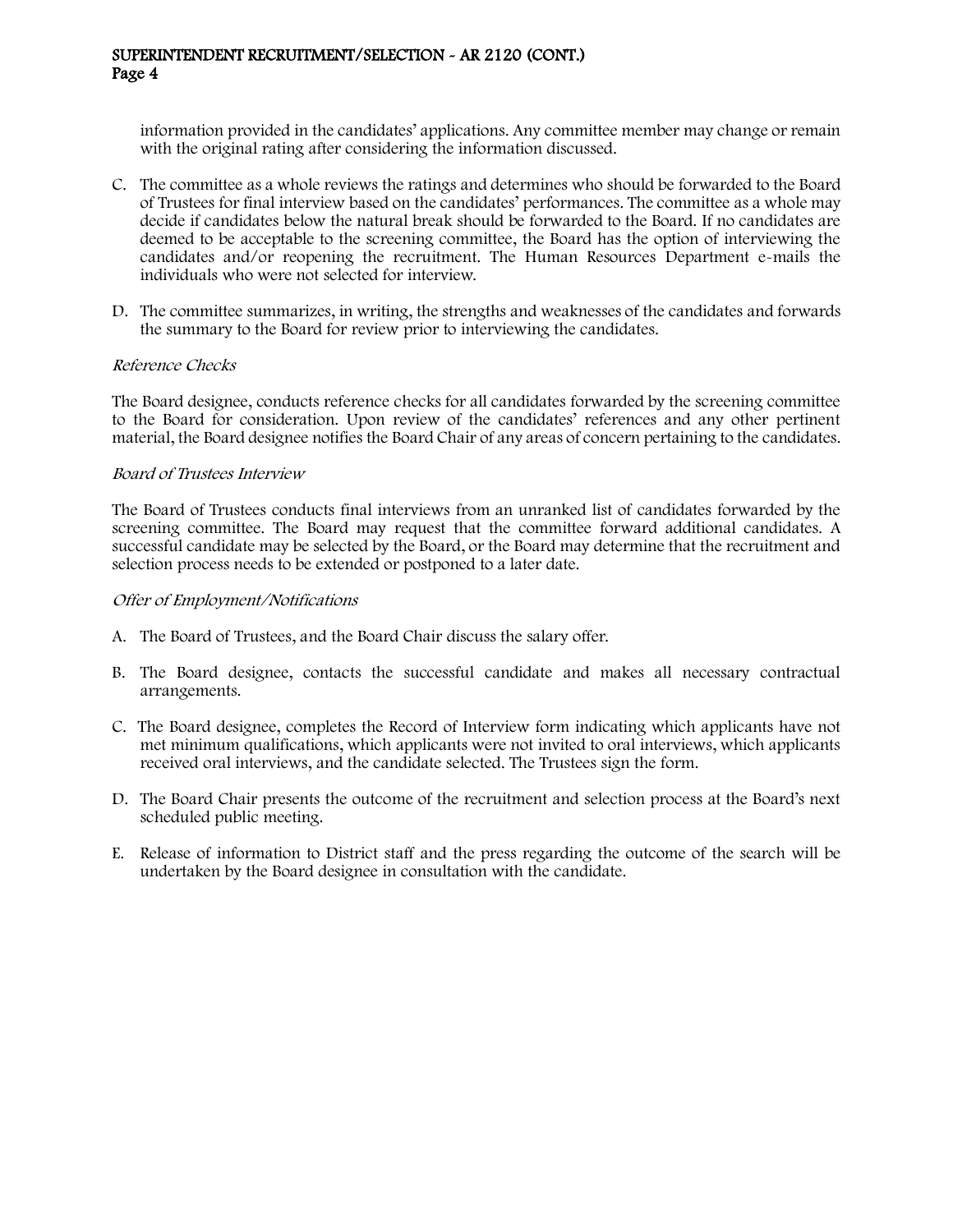information provided in the candidates' applications. Any committee member may change or remain with the original rating after considering the information discussed.

C. The committee as a whole reviews the ratings and determines who should be forwarded to the Board of Trustees for final interview based on the candidates' performances. The committee as a whole may decide if candidates below the natural break should be forwarded to the Board. If no candidates are deemed to be acceptable to the screening committee, the Board has the option of interviewing the candidates and/or reopening the recruitment. The Human Resources Department e-mails the individuals who were not selected for interview.

D. The committee summarizes, in writing, the strengths and weaknesses of the candidates and forwards the summary to the Board for review prior to interviewing the candidates.

*Reference Checks*

The Board designee, conducts reference checks for all candidates forwarded by the screening committee to the Board for consideration. Upon review of the candidates' references and any other pertinent material, the Board designee notifies the Board Chair of any areas of concern pertaining to the candidates.

*Board of Trustees Interview*

The Board of Trustees conducts final interviews from an unranked list of candidates forwarded by the screening committee. The Board may request that the committee forward additional candidates. A successful candidate may be selected by the Board, or the Board may determine that the recruitment and selection process needs to be extended or postponed to a later date.

*Offer of Employment/Notifications*

A. The Board of Trustees, and the Board Chair discuss the salary offer.

B. The Board designee, contacts the successful candidate and makes all necessary contractual arrangements.

C. The Board designee, completes the Record of Interview form indicating which applicants have not met minimum qualifications, which applicants were not invited to oral interviews, which applicants received oral interviews, and the candidate selected. The Trustees sign the form.

D. The Board Chair presents the outcome of the recruitment and selection process at the Board's next scheduled public meeting.

E. Release of information to District staff and the press regarding the outcome of the search will be undertaken by the Board designee in consultation with the candidate.